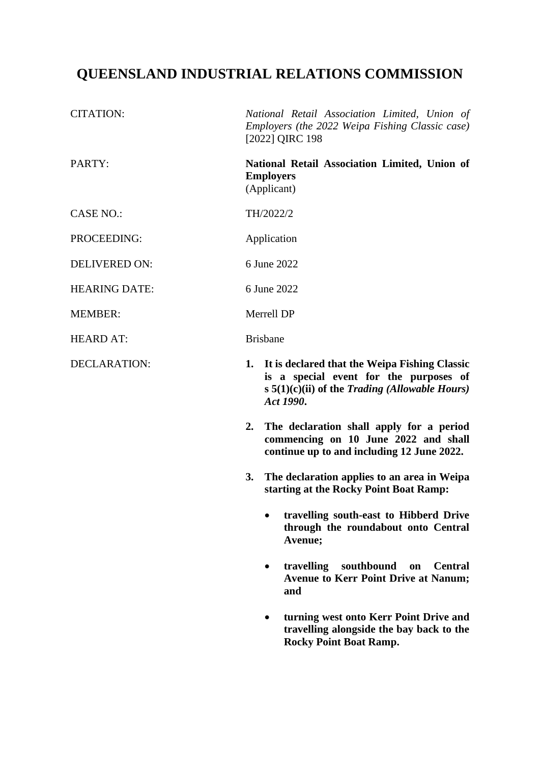# QUEENSLAND INDUSTRIAL RELATIONS COMMISSION

| | |
|---|---|
| CITATION: | *National Retail Association Limited, Union of Employers (the 2022 Weipa Fishing Classic case)* [2022] QIRC 198 |
| PARTY: | **National Retail Association Limited, Union of Employers** (Applicant) |
| CASE NO.: | TH/2022/2 |
| PROCEEDING: | Application |
| DELIVERED ON: | 6 June 2022 |
| HEARING DATE: | 6 June 2022 |
| MEMBER: | Merrell DP |
| HEARD AT: | Brisbane |

DECLARATION:

1. **It is declared that the Weipa Fishing Classic is a special event for the purposes of s 5(1)(c)(ii) of the *Trading (Allowable Hours) Act 1990*.**

2. **The declaration shall apply for a period commencing on 10 June 2022 and shall continue up to and including 12 June 2022.**

3. **The declaration applies to an area in Weipa starting at the Rocky Point Boat Ramp:**

   - **travelling south-east to Hibberd Drive through the roundabout onto Central Avenue;**
   - **travelling southbound on Central Avenue to Kerr Point Drive at Nanum; and**
   - **turning west onto Kerr Point Drive and travelling alongside the bay back to the Rocky Point Boat Ramp.**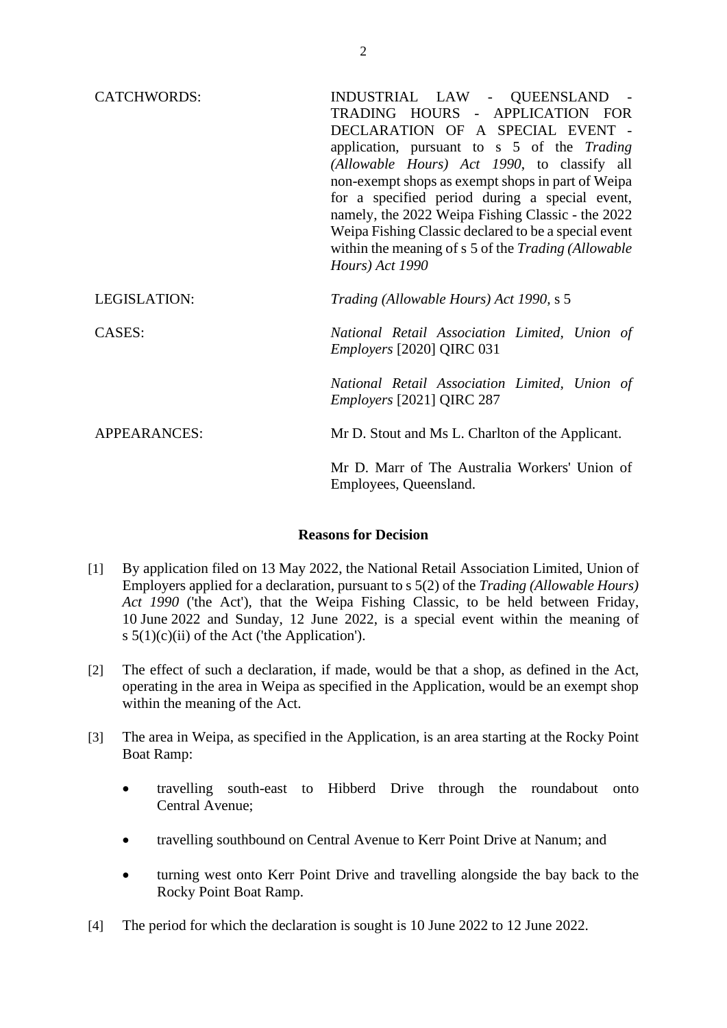| | |
|---|---|
| CATCHWORDS: | INDUSTRIAL LAW - QUEENSLAND - TRADING HOURS - APPLICATION FOR DECLARATION OF A SPECIAL EVENT - application, pursuant to s 5 of the *Trading (Allowable Hours) Act 1990*, to classify all non-exempt shops as exempt shops in part of Weipa for a specified period during a special event, namely, the 2022 Weipa Fishing Classic - the 2022 Weipa Fishing Classic declared to be a special event within the meaning of s 5 of the *Trading (Allowable Hours) Act 1990* |
| LEGISLATION: | *Trading (Allowable Hours) Act 1990*, s 5 |
| CASES: | *National Retail Association Limited, Union of Employers* [2020] QIRC 031<br><br>*National Retail Association Limited, Union of Employers* [2021] QIRC 287 |
| APPEARANCES: | Mr D. Stout and Ms L. Charlton of the Applicant.<br><br>Mr D. Marr of The Australia Workers' Union of Employees, Queensland. |

**Reasons for Decision**

[1] By application filed on 13 May 2022, the National Retail Association Limited, Union of Employers applied for a declaration, pursuant to s 5(2) of the *Trading (Allowable Hours) Act 1990* ('the Act'), that the Weipa Fishing Classic, to be held between Friday, 10 June 2022 and Sunday, 12 June 2022, is a special event within the meaning of s 5(1)(c)(ii) of the Act ('the Application').

[2] The effect of such a declaration, if made, would be that a shop, as defined in the Act, operating in the area in Weipa as specified in the Application, would be an exempt shop within the meaning of the Act.

[3] The area in Weipa, as specified in the Application, is an area starting at the Rocky Point Boat Ramp:

- travelling south-east to Hibberd Drive through the roundabout onto Central Avenue;
- travelling southbound on Central Avenue to Kerr Point Drive at Nanum; and
- turning west onto Kerr Point Drive and travelling alongside the bay back to the Rocky Point Boat Ramp.

[4] The period for which the declaration is sought is 10 June 2022 to 12 June 2022.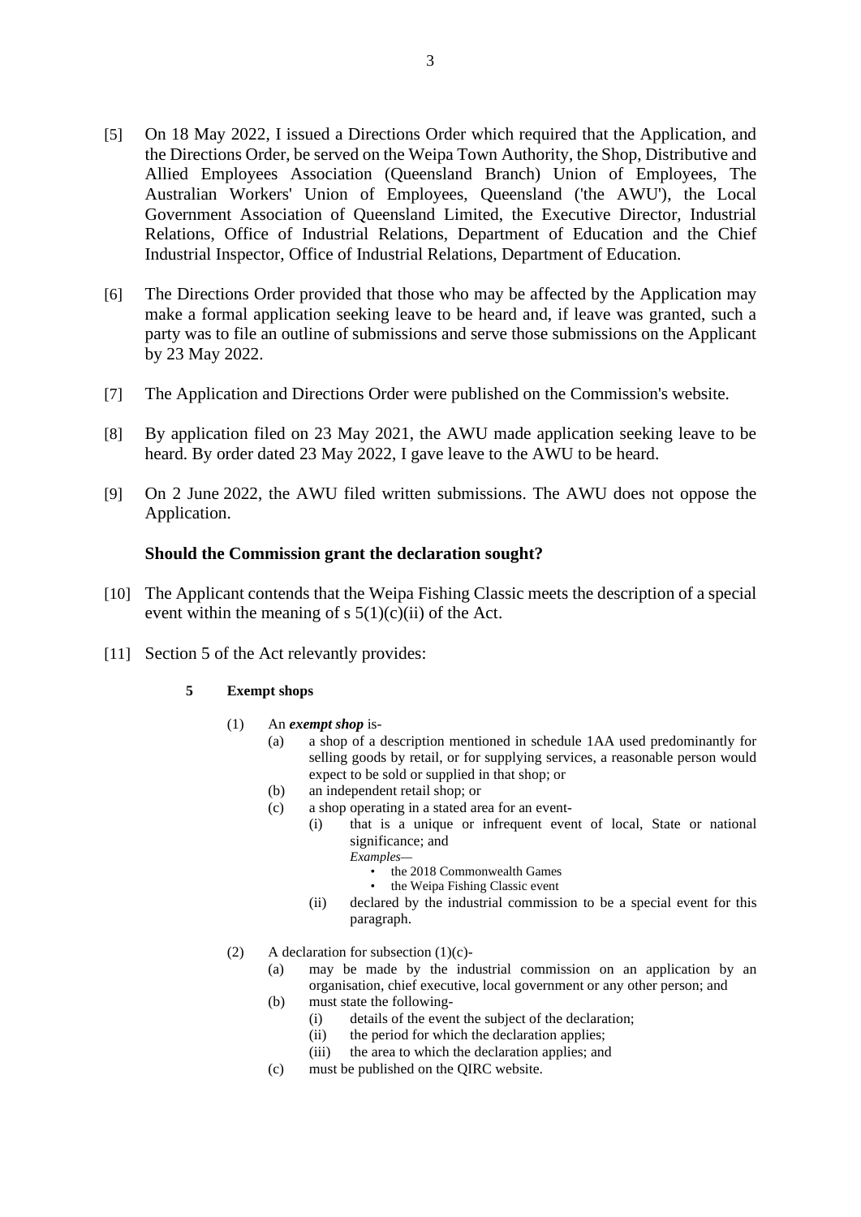[5] On 18 May 2022, I issued a Directions Order which required that the Application, and the Directions Order, be served on the Weipa Town Authority, the Shop, Distributive and Allied Employees Association (Queensland Branch) Union of Employees, The Australian Workers' Union of Employees, Queensland ('the AWU'), the Local Government Association of Queensland Limited, the Executive Director, Industrial Relations, Office of Industrial Relations, Department of Education and the Chief Industrial Inspector, Office of Industrial Relations, Department of Education.

[6] The Directions Order provided that those who may be affected by the Application may make a formal application seeking leave to be heard and, if leave was granted, such a party was to file an outline of submissions and serve those submissions on the Applicant by 23 May 2022.

[7] The Application and Directions Order were published on the Commission's website.

[8] By application filed on 23 May 2021, the AWU made application seeking leave to be heard. By order dated 23 May 2022, I gave leave to the AWU to be heard.

[9] On 2 June 2022, the AWU filed written submissions. The AWU does not oppose the Application.

### Should the Commission grant the declaration sought?

[10] The Applicant contends that the Weipa Fishing Classic meets the description of a special event within the meaning of s 5(1)(c)(ii) of the Act.

[11] Section 5 of the Act relevantly provides:

> **5 Exempt shops**
>
> (1) An ***exempt shop*** is-
>
> (a) a shop of a description mentioned in schedule 1AA used predominantly for selling goods by retail, or for supplying services, a reasonable person would expect to be sold or supplied in that shop; or
>
> (b) an independent retail shop; or
>
> (c) a shop operating in a stated area for an event-
>
> (i) that is a unique or infrequent event of local, State or national significance; and
>
> *Examples—*
>
> - the 2018 Commonwealth Games
> - the Weipa Fishing Classic event
>
> (ii) declared by the industrial commission to be a special event for this paragraph.
>
> (2) A declaration for subsection (1)(c)-
>
> (a) may be made by the industrial commission on an application by an organisation, chief executive, local government or any other person; and
>
> (b) must state the following-
>
> (i) details of the event the subject of the declaration;
>
> (ii) the period for which the declaration applies;
>
> (iii) the area to which the declaration applies; and
>
> (c) must be published on the QIRC website.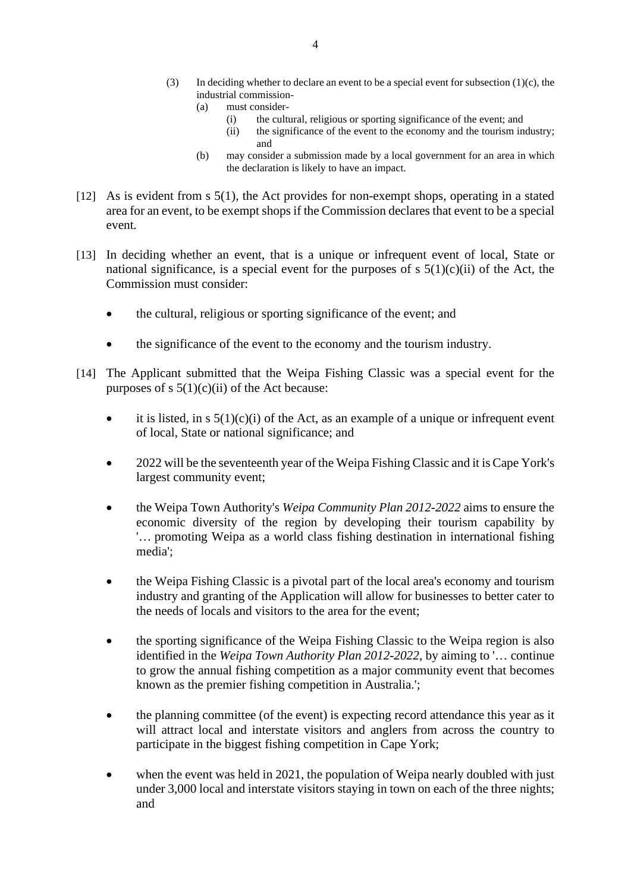(3) In deciding whether to declare an event to be a special event for subsection (1)(c), the industrial commission-

  (a) must consider-

    (i) the cultural, religious or sporting significance of the event; and

    (ii) the significance of the event to the economy and the tourism industry; and

  (b) may consider a submission made by a local government for an area in which the declaration is likely to have an impact.

[12] As is evident from s 5(1), the Act provides for non-exempt shops, operating in a stated area for an event, to be exempt shops if the Commission declares that event to be a special event.

[13] In deciding whether an event, that is a unique or infrequent event of local, State or national significance, is a special event for the purposes of s 5(1)(c)(ii) of the Act, the Commission must consider:

- the cultural, religious or sporting significance of the event; and
- the significance of the event to the economy and the tourism industry.

[14] The Applicant submitted that the Weipa Fishing Classic was a special event for the purposes of s 5(1)(c)(ii) of the Act because:

- it is listed, in s 5(1)(c)(i) of the Act, as an example of a unique or infrequent event of local, State or national significance; and
- 2022 will be the seventeenth year of the Weipa Fishing Classic and it is Cape York's largest community event;
- the Weipa Town Authority's *Weipa Community Plan 2012-2022* aims to ensure the economic diversity of the region by developing their tourism capability by '… promoting Weipa as a world class fishing destination in international fishing media';
- the Weipa Fishing Classic is a pivotal part of the local area's economy and tourism industry and granting of the Application will allow for businesses to better cater to the needs of locals and visitors to the area for the event;
- the sporting significance of the Weipa Fishing Classic to the Weipa region is also identified in the *Weipa Town Authority Plan 2012-2022*, by aiming to '… continue to grow the annual fishing competition as a major community event that becomes known as the premier fishing competition in Australia.';
- the planning committee (of the event) is expecting record attendance this year as it will attract local and interstate visitors and anglers from across the country to participate in the biggest fishing competition in Cape York;
- when the event was held in 2021, the population of Weipa nearly doubled with just under 3,000 local and interstate visitors staying in town on each of the three nights; and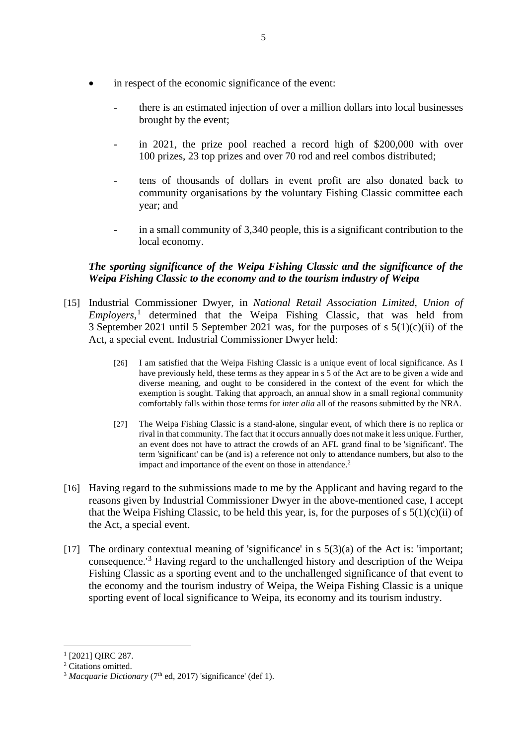- in respect of the economic significance of the event:
    - there is an estimated injection of over a million dollars into local businesses brought by the event;
    - in 2021, the prize pool reached a record high of $200,000 with over 100 prizes, 23 top prizes and over 70 rod and reel combos distributed;
    - tens of thousands of dollars in event profit are also donated back to community organisations by the voluntary Fishing Classic committee each year; and
    - in a small community of 3,340 people, this is a significant contribution to the local economy.

***The sporting significance of the Weipa Fishing Classic and the significance of the Weipa Fishing Classic to the economy and to the tourism industry of Weipa***

[15] Industrial Commissioner Dwyer, in *National Retail Association Limited, Union of Employers*,[1] determined that the Weipa Fishing Classic, that was held from 3 September 2021 until 5 September 2021 was, for the purposes of s 5(1)(c)(ii) of the Act, a special event. Industrial Commissioner Dwyer held:

> [26] I am satisfied that the Weipa Fishing Classic is a unique event of local significance. As I have previously held, these terms as they appear in s 5 of the Act are to be given a wide and diverse meaning, and ought to be considered in the context of the event for which the exemption is sought. Taking that approach, an annual show in a small regional community comfortably falls within those terms for *inter alia* all of the reasons submitted by the NRA.
>
> [27] The Weipa Fishing Classic is a stand-alone, singular event, of which there is no replica or rival in that community. The fact that it occurs annually does not make it less unique. Further, an event does not have to attract the crowds of an AFL grand final to be 'significant'. The term 'significant' can be (and is) a reference not only to attendance numbers, but also to the impact and importance of the event on those in attendance.[2]

[16] Having regard to the submissions made to me by the Applicant and having regard to the reasons given by Industrial Commissioner Dwyer in the above-mentioned case, I accept that the Weipa Fishing Classic, to be held this year, is, for the purposes of s 5(1)(c)(ii) of the Act, a special event.

[17] The ordinary contextual meaning of 'significance' in s 5(3)(a) of the Act is: 'important; consequence.'[3] Having regard to the unchallenged history and description of the Weipa Fishing Classic as a sporting event and to the unchallenged significance of that event to the economy and the tourism industry of Weipa, the Weipa Fishing Classic is a unique sporting event of local significance to Weipa, its economy and its tourism industry.

---

[1] [2021] QIRC 287.

[2] Citations omitted.

[3] *Macquarie Dictionary* (7th ed, 2017) 'significance' (def 1).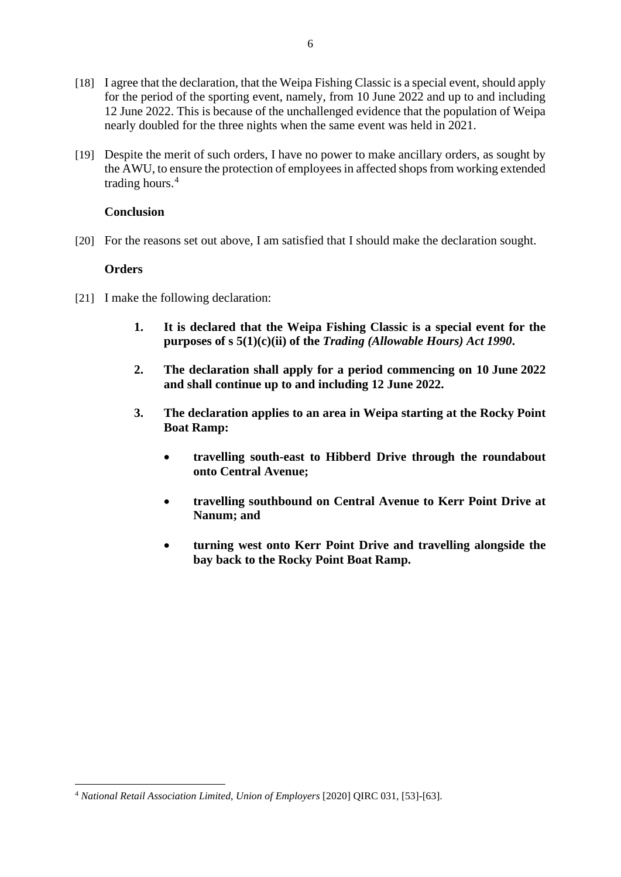[18] I agree that the declaration, that the Weipa Fishing Classic is a special event, should apply for the period of the sporting event, namely, from 10 June 2022 and up to and including 12 June 2022. This is because of the unchallenged evidence that the population of Weipa nearly doubled for the three nights when the same event was held in 2021.

[19] Despite the merit of such orders, I have no power to make ancillary orders, as sought by the AWU, to ensure the protection of employees in affected shops from working extended trading hours.[4]

**Conclusion**

[20] For the reasons set out above, I am satisfied that I should make the declaration sought.

**Orders**

[21] I make the following declaration:

> **1. It is declared that the Weipa Fishing Classic is a special event for the purposes of s 5(1)(c)(ii) of the *Trading (Allowable Hours) Act 1990*.**
>
> **2. The declaration shall apply for a period commencing on 10 June 2022 and shall continue up to and including 12 June 2022.**
>
> **3. The declaration applies to an area in Weipa starting at the Rocky Point Boat Ramp:**
>
> - **travelling south-east to Hibberd Drive through the roundabout onto Central Avenue;**
> - **travelling southbound on Central Avenue to Kerr Point Drive at Nanum; and**
> - **turning west onto Kerr Point Drive and travelling alongside the bay back to the Rocky Point Boat Ramp.**

---

[4] *National Retail Association Limited, Union of Employers* [2020] QIRC 031, [53]-[63].